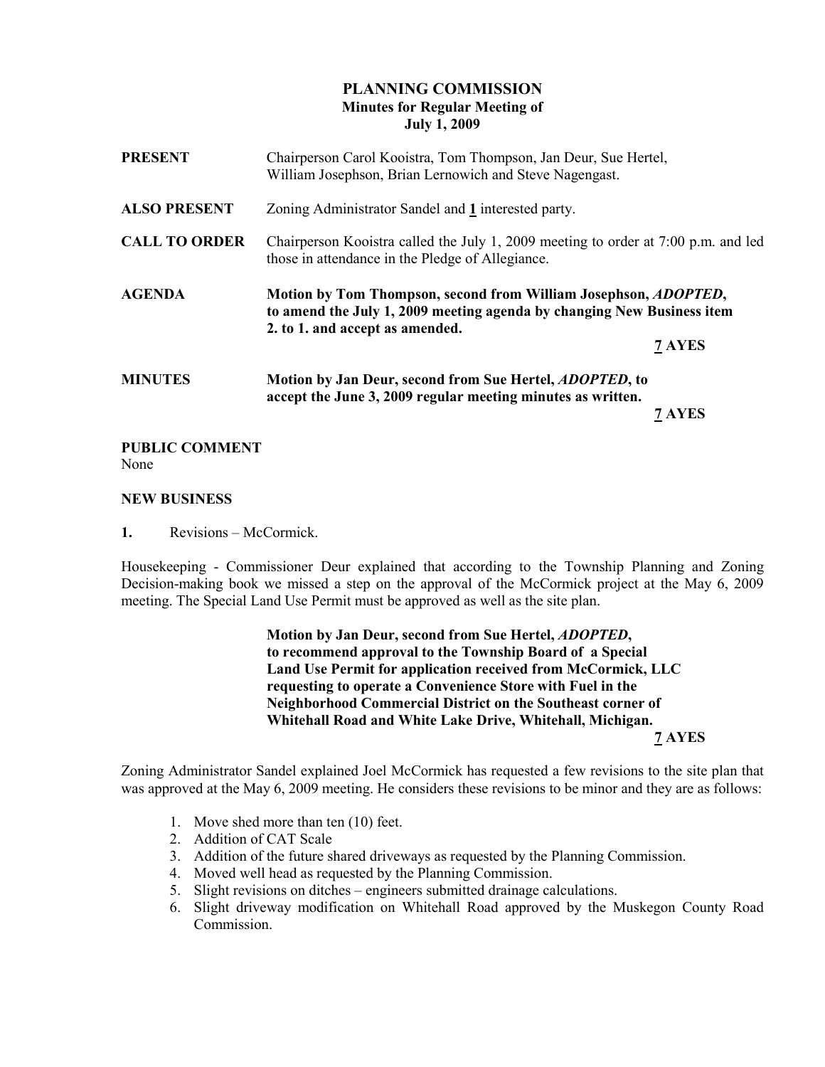# PLANNING COMMISSION
## Minutes for Regular Meeting of
## July 1, 2009

**PRESENT** Chairperson Carol Kooistra, Tom Thompson, Jan Deur, Sue Hertel, William Josephson, Brian Lernowich and Steve Nagengast.

**ALSO PRESENT** Zoning Administrator Sandel and **1** interested party.

**CALL TO ORDER** Chairperson Kooistra called the July 1, 2009 meeting to order at 7:00 p.m. and led those in attendance in the Pledge of Allegiance.

**AGENDA** **Motion by Tom Thompson, second from William Josephson, *ADOPTED*, to amend the July 1, 2009 meeting agenda by changing New Business item 2. to 1. and accept as amended.**

**7 AYES**

**MINUTES** **Motion by Jan Deur, second from Sue Hertel, *ADOPTED*, to accept the June 3, 2009 regular meeting minutes as written.**

**7 AYES**

**PUBLIC COMMENT**
None

**NEW BUSINESS**

**1.** Revisions – McCormick.

Housekeeping - Commissioner Deur explained that according to the Township Planning and Zoning Decision-making book we missed a step on the approval of the McCormick project at the May 6, 2009 meeting. The Special Land Use Permit must be approved as well as the site plan.

**Motion by Jan Deur, second from Sue Hertel, *ADOPTED*, to recommend approval to the Township Board of a Special Land Use Permit for application received from McCormick, LLC requesting to operate a Convenience Store with Fuel in the Neighborhood Commercial District on the Southeast corner of Whitehall Road and White Lake Drive, Whitehall, Michigan.**

**7 AYES**

Zoning Administrator Sandel explained Joel McCormick has requested a few revisions to the site plan that was approved at the May 6, 2009 meeting. He considers these revisions to be minor and they are as follows:

1. Move shed more than ten (10) feet.
2. Addition of CAT Scale
3. Addition of the future shared driveways as requested by the Planning Commission.
4. Moved well head as requested by the Planning Commission.
5. Slight revisions on ditches – engineers submitted drainage calculations.
6. Slight driveway modification on Whitehall Road approved by the Muskegon County Road Commission.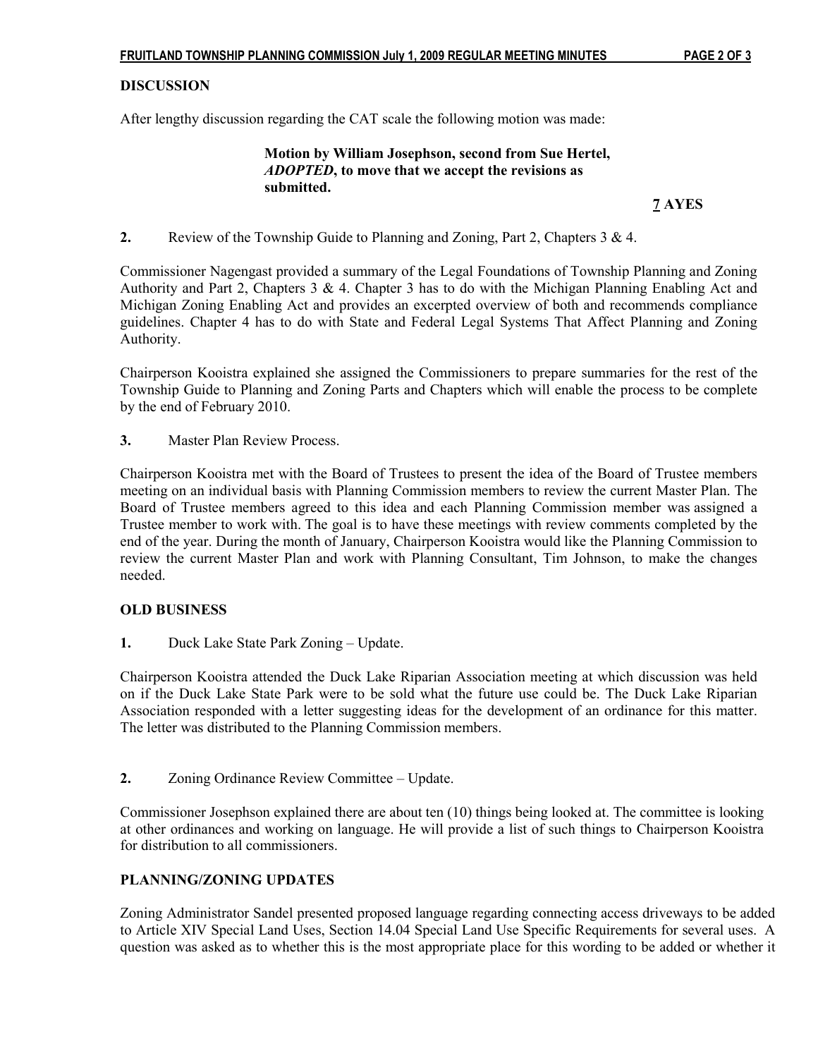## DISCUSSION

After lengthy discussion regarding the CAT scale the following motion was made:

> **Motion by William Josephson, second from Sue Hertel, *ADOPTED*, to move that we accept the revisions as submitted.**

**7 AYES**

**2.** Review of the Township Guide to Planning and Zoning, Part 2, Chapters 3 & 4.

Commissioner Nagengast provided a summary of the Legal Foundations of Township Planning and Zoning Authority and Part 2, Chapters 3 & 4. Chapter 3 has to do with the Michigan Planning Enabling Act and Michigan Zoning Enabling Act and provides an excerpted overview of both and recommends compliance guidelines. Chapter 4 has to do with State and Federal Legal Systems That Affect Planning and Zoning Authority.

Chairperson Kooistra explained she assigned the Commissioners to prepare summaries for the rest of the Township Guide to Planning and Zoning Parts and Chapters which will enable the process to be complete by the end of February 2010.

**3.** Master Plan Review Process.

Chairperson Kooistra met with the Board of Trustees to present the idea of the Board of Trustee members meeting on an individual basis with Planning Commission members to review the current Master Plan. The Board of Trustee members agreed to this idea and each Planning Commission member was assigned a Trustee member to work with. The goal is to have these meetings with review comments completed by the end of the year. During the month of January, Chairperson Kooistra would like the Planning Commission to review the current Master Plan and work with Planning Consultant, Tim Johnson, to make the changes needed.

## OLD BUSINESS

**1.** Duck Lake State Park Zoning – Update.

Chairperson Kooistra attended the Duck Lake Riparian Association meeting at which discussion was held on if the Duck Lake State Park were to be sold what the future use could be. The Duck Lake Riparian Association responded with a letter suggesting ideas for the development of an ordinance for this matter. The letter was distributed to the Planning Commission members.

**2.** Zoning Ordinance Review Committee – Update.

Commissioner Josephson explained there are about ten (10) things being looked at. The committee is looking at other ordinances and working on language. He will provide a list of such things to Chairperson Kooistra for distribution to all commissioners.

## PLANNING/ZONING UPDATES

Zoning Administrator Sandel presented proposed language regarding connecting access driveways to be added to Article XIV Special Land Uses, Section 14.04 Special Land Use Specific Requirements for several uses. A question was asked as to whether this is the most appropriate place for this wording to be added or whether it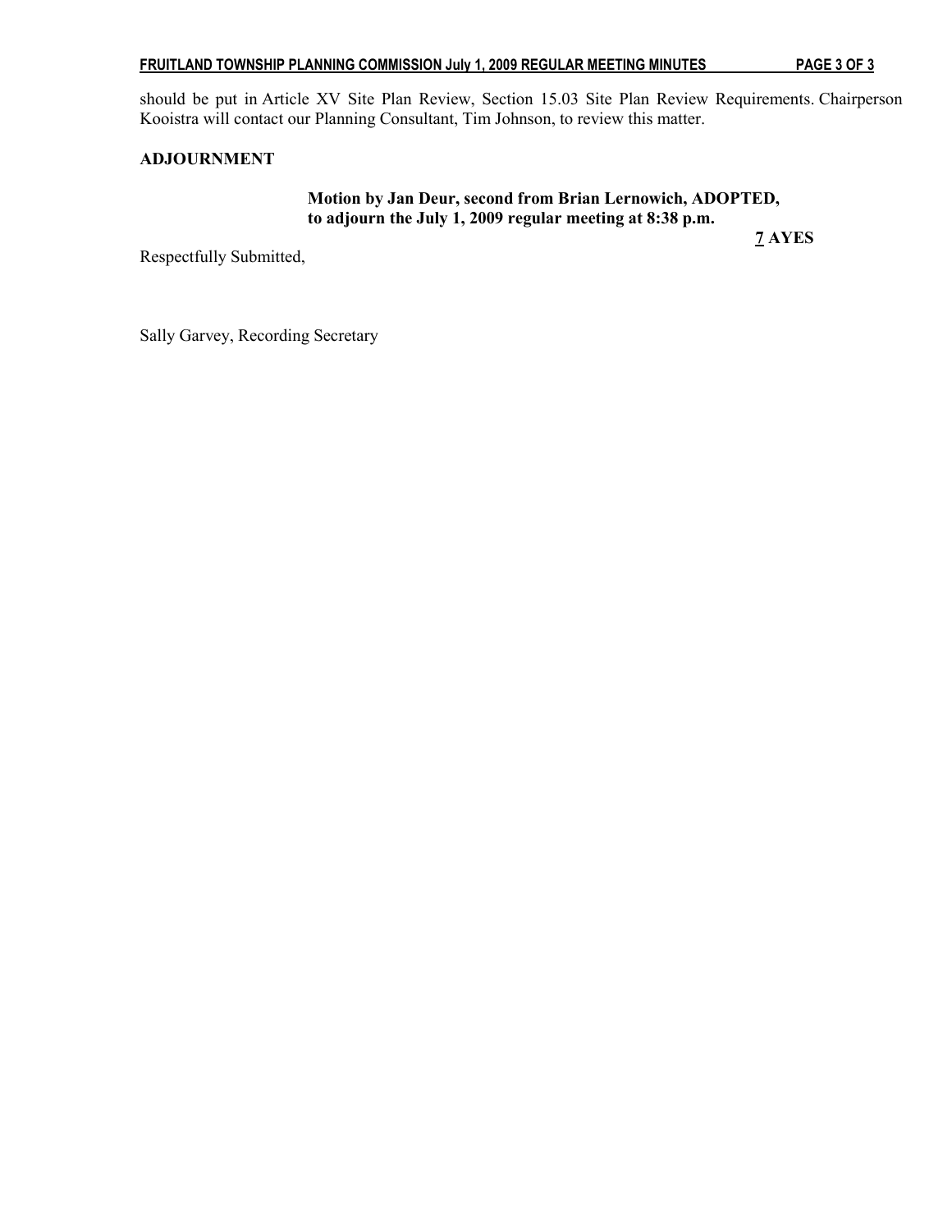should be put in Article XV Site Plan Review, Section 15.03 Site Plan Review Requirements. Chairperson Kooistra will contact our Planning Consultant, Tim Johnson, to review this matter.

**ADJOURNMENT**

**Motion by Jan Deur, second from Brian Lernowich, ADOPTED, to adjourn the July 1, 2009 regular meeting at 8:38 p.m.**

**7 AYES**

Respectfully Submitted,

Sally Garvey, Recording Secretary